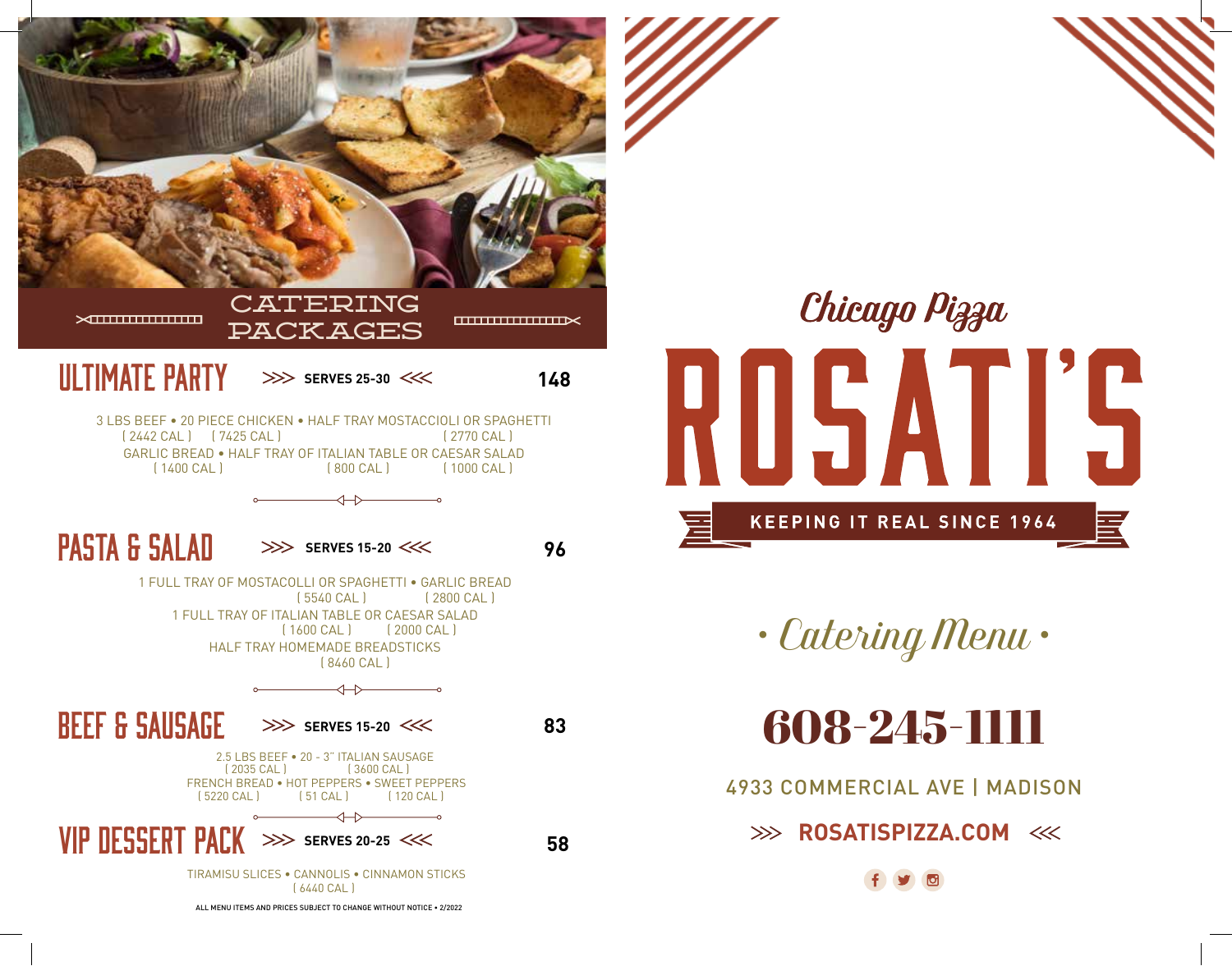## CATERING PACKAGES

### ULTIMATE PARTY >>> SERVES 25-30 <<< 148

3 LBS BEEF ( 2442 CAL ) • 20 PIECE CHICKEN ( 7425 CAL ) • HALF TRAY MOSTACCIOLI OR SPAGHETTI ( 2770 CAL )
GARLIC BREAD ( 1400 CAL ) • HALF TRAY OF ITALIAN TABLE ( 800 CAL ) OR CAESAR SALAD ( 1000 CAL )

### PASTA & SALAD >>> SERVES 15-20 <<< 96

1 FULL TRAY OF MOSTACOLLI OR SPAGHETTI ( 5540 CAL ) • GARLIC BREAD ( 2800 CAL )
1 FULL TRAY OF ITALIAN TABLE ( 1600 CAL ) OR CAESAR SALAD ( 2000 CAL )
HALF TRAY HOMEMADE BREADSTICKS ( 8460 CAL )

### BEEF & SAUSAGE >>> SERVES 15-20 <<< 83

2.5 LBS BEEF ( 2035 CAL ) • 20 - 3" ITALIAN SAUSAGE ( 3600 CAL )
FRENCH BREAD ( 5220 CAL ) • HOT PEPPERS ( 51 CAL ) • SWEET PEPPERS ( 120 CAL )

### VIP DESSERT PACK >>> SERVES 20-25 <<< 58

TIRAMISU SLICES • CANNOLIS • CINNAMON STICKS ( 6440 CAL )

ALL MENU ITEMS AND PRICES SUBJECT TO CHANGE WITHOUT NOTICE • 2/2022

*Chicago Pizza*

# ROSATI'S

**KEEPING IT REAL SINCE 1964**

*• Catering Menu •*

## 608-245-1111

4933 COMMERCIAL AVE | MADISON

>>> **ROSATISPIZZA.COM** <<<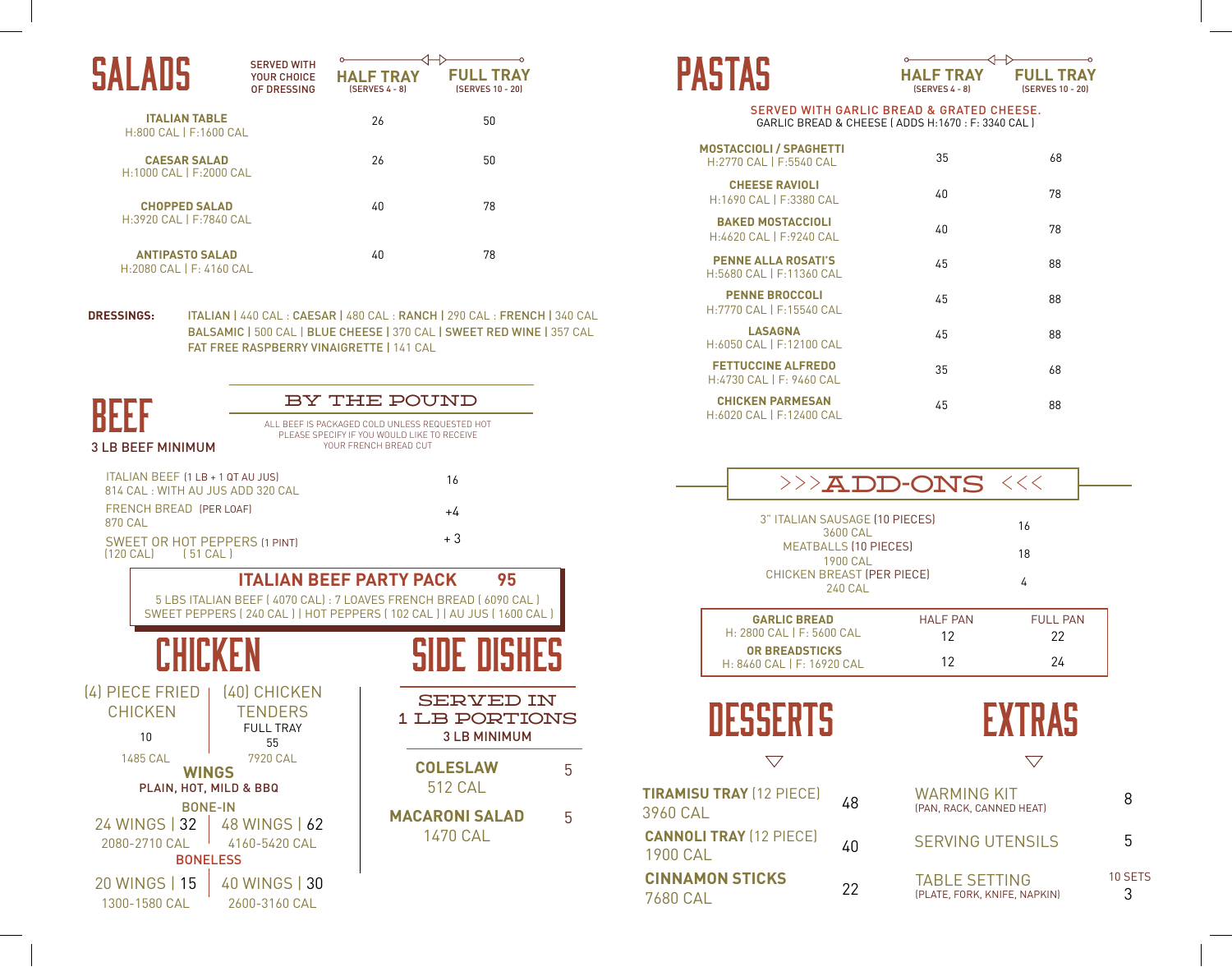# SALADS

| SERVED WITH YOUR CHOICE OF DRESSING | HALF TRAY (SERVES 4 - 8) | FULL TRAY (SERVES 10 - 20) |
|---|---|---|
| **ITALIAN TABLE** H:800 CAL \| F:1600 CAL | 26 | 50 |
| **CAESAR SALAD** H:1000 CAL \| F:2000 CAL | 26 | 50 |
| **CHOPPED SALAD** H:3920 CAL \| F:7840 CAL | 40 | 78 |
| **ANTIPASTO SALAD** H:2080 CAL \| F: 4160 CAL | 40 | 78 |

**DRESSINGS:** **ITALIAN** | 440 CAL : **CAESAR** | 480 CAL : **RANCH** | 290 CAL : **FRENCH** | 340 CAL **BALSAMIC** | 500 CAL | **BLUE CHEESE** | 370 CAL | **SWEET RED WINE** | 357 CAL **FAT FREE RASPBERRY VINAIGRETTE** | 141 CAL

# BEEF

3 LB BEEF MINIMUM

## BY THE POUND

ALL BEEF IS PACKAGED COLD UNLESS REQUESTED HOT
PLEASE SPECIFY IF YOU WOULD LIKE TO RECEIVE YOUR FRENCH BREAD CUT

| | |
|---|---|
| ITALIAN BEEF (1 LB + 1 QT AU JUS) 814 CAL : WITH AU JUS ADD 320 CAL | 16 |
| FRENCH BREAD (PER LOAF) 870 CAL | +4 |
| SWEET OR HOT PEPPERS (1 PINT) (120 CAL) (51 CAL) | + 3 |

**ITALIAN BEEF PARTY PACK 95**

5 LBS ITALIAN BEEF ( 4070 CAL) : 7 LOAVES FRENCH BREAD ( 6090 CAL ) SWEET PEPPERS ( 240 CAL ) | HOT PEPPERS ( 102 CAL ) | AU JUS ( 1600 CAL )

# CHICKEN

(4) PIECE FRIED CHICKEN
10
1485 CAL

(40) CHICKEN TENDERS
FULL TRAY
55
7920 CAL

**WINGS**
PLAIN, HOT, MILD & BBQ

BONE-IN
24 WINGS | 32 — 2080-2710 CAL
48 WINGS | 62 — 4160-5420 CAL

BONELESS
20 WINGS | 15 — 1300-1580 CAL
40 WINGS | 30 — 2600-3160 CAL

# SIDE DISHES

SERVED IN 1 LB PORTIONS
3 LB MINIMUM

| | |
|---|---|
| **COLESLAW** 512 CAL | 5 |
| **MACARONI SALAD** 1470 CAL | 5 |

# PASTAS

SERVED WITH GARLIC BREAD & GRATED CHEESE.
GARLIC BREAD & CHEESE ( ADDS H:1670 : F: 3340 CAL )

| | HALF TRAY (SERVES 4 - 8) | FULL TRAY (SERVES 10 - 20) |
|---|---|---|
| **MOSTACCIOLI / SPAGHETTI** H:2770 CAL \| F:5540 CAL | 35 | 68 |
| **CHEESE RAVIOLI** H:1690 CAL \| F:3380 CAL | 40 | 78 |
| **BAKED MOSTACCIOLI** H:4620 CAL \| F:9240 CAL | 40 | 78 |
| **PENNE ALLA ROSATI'S** H:5680 CAL \| F:11360 CAL | 45 | 88 |
| **PENNE BROCCOLI** H:7770 CAL \| F:15540 CAL | 45 | 88 |
| **LASAGNA** H:6050 CAL \| F:12100 CAL | 45 | 88 |
| **FETTUCCINE ALFREDO** H:4730 CAL \| F: 9460 CAL | 35 | 68 |
| **CHICKEN PARMESAN** H:6020 CAL \| F:12400 CAL | 45 | 88 |

## >>>ADD-ONS <<<

| | |
|---|---|
| 3" ITALIAN SAUSAGE (10 PIECES) 3600 CAL | 16 |
| MEATBALLS (10 PIECES) 1900 CAL | 18 |
| CHICKEN BREAST (PER PIECE) 240 CAL | 4 |

| | HALF PAN | FULL PAN |
|---|---|---|
| **GARLIC BREAD** H: 2800 CAL \| F: 5600 CAL | 12 | 22 |
| **OR BREADSTICKS** H: 8460 CAL \| F: 16920 CAL | 12 | 24 |

# DESSERTS

| | |
|---|---|
| **TIRAMISU TRAY** (12 PIECE) 3960 CAL | 48 |
| **CANNOLI TRAY** (12 PIECE) 1900 CAL | 40 |
| **CINNAMON STICKS** 7680 CAL | 22 |

# EXTRAS

| | |
|---|---|
| WARMING KIT (PAN, RACK, CANNED HEAT) | 8 |
| SERVING UTENSILS | 5 |
| TABLE SETTING (PLATE, FORK, KNIFE, NAPKIN) | 10 SETS 3 |